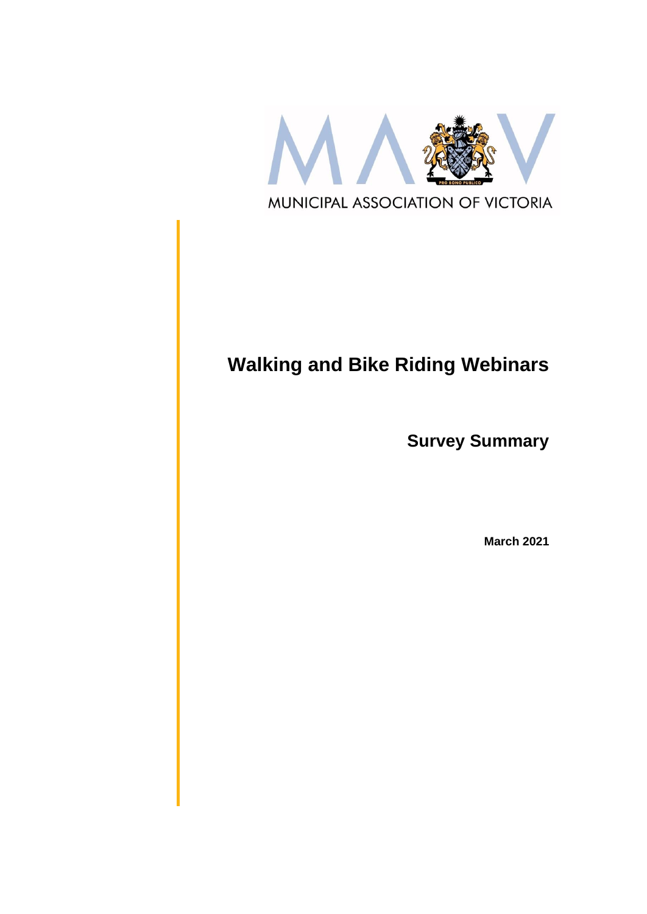MUNICIPAL ASSOCIATION OF VICTORIA

# Walking and Bike Riding Webinars

## Survey Summary

**March 2021**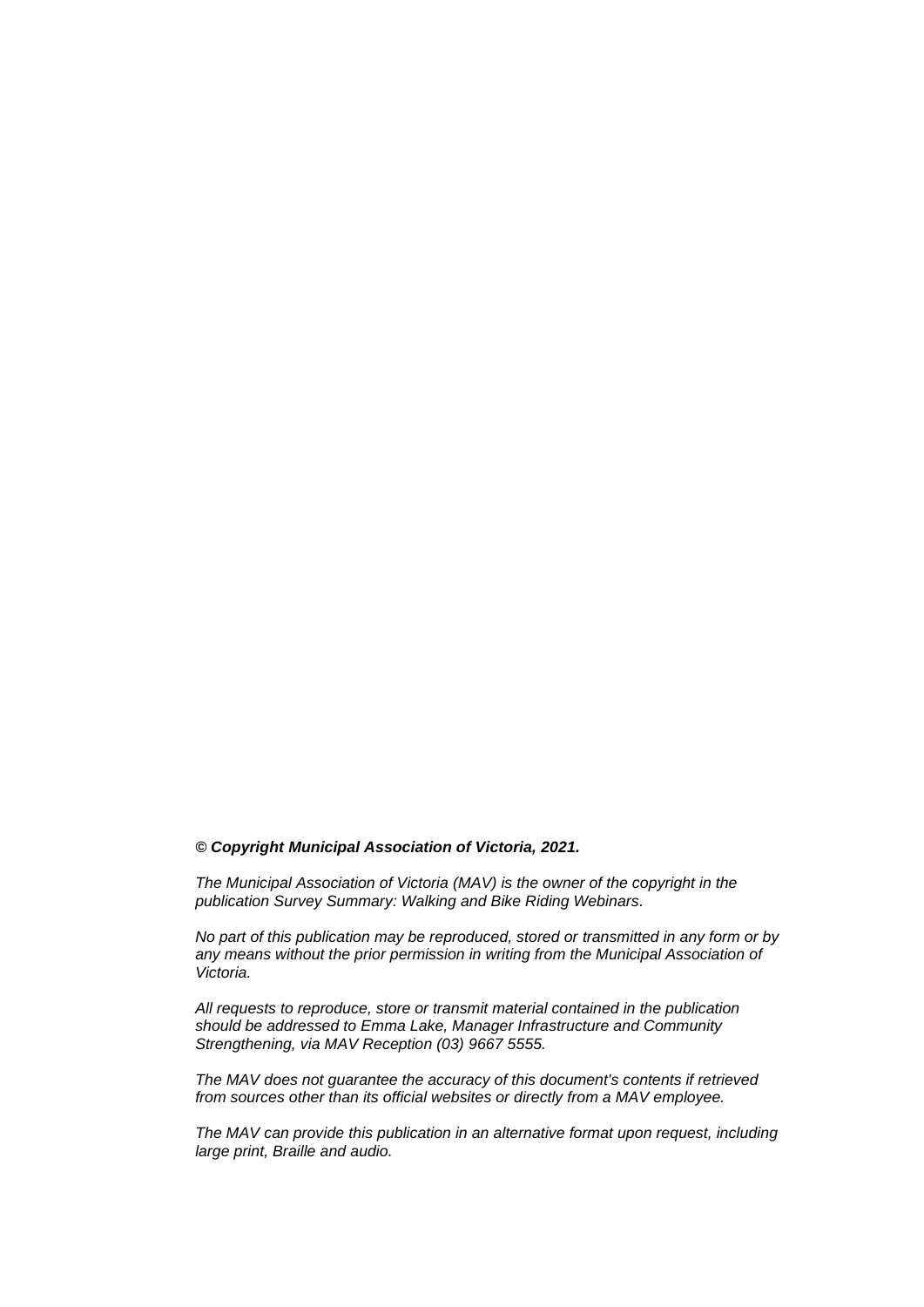***© Copyright Municipal Association of Victoria, 2021.***

*The Municipal Association of Victoria (MAV) is the owner of the copyright in the publication Survey Summary: Walking and Bike Riding Webinars.*

*No part of this publication may be reproduced, stored or transmitted in any form or by any means without the prior permission in writing from the Municipal Association of Victoria.*

*All requests to reproduce, store or transmit material contained in the publication should be addressed to Emma Lake, Manager Infrastructure and Community Strengthening, via MAV Reception (03) 9667 5555.*

*The MAV does not guarantee the accuracy of this document's contents if retrieved from sources other than its official websites or directly from a MAV employee.*

*The MAV can provide this publication in an alternative format upon request, including large print, Braille and audio.*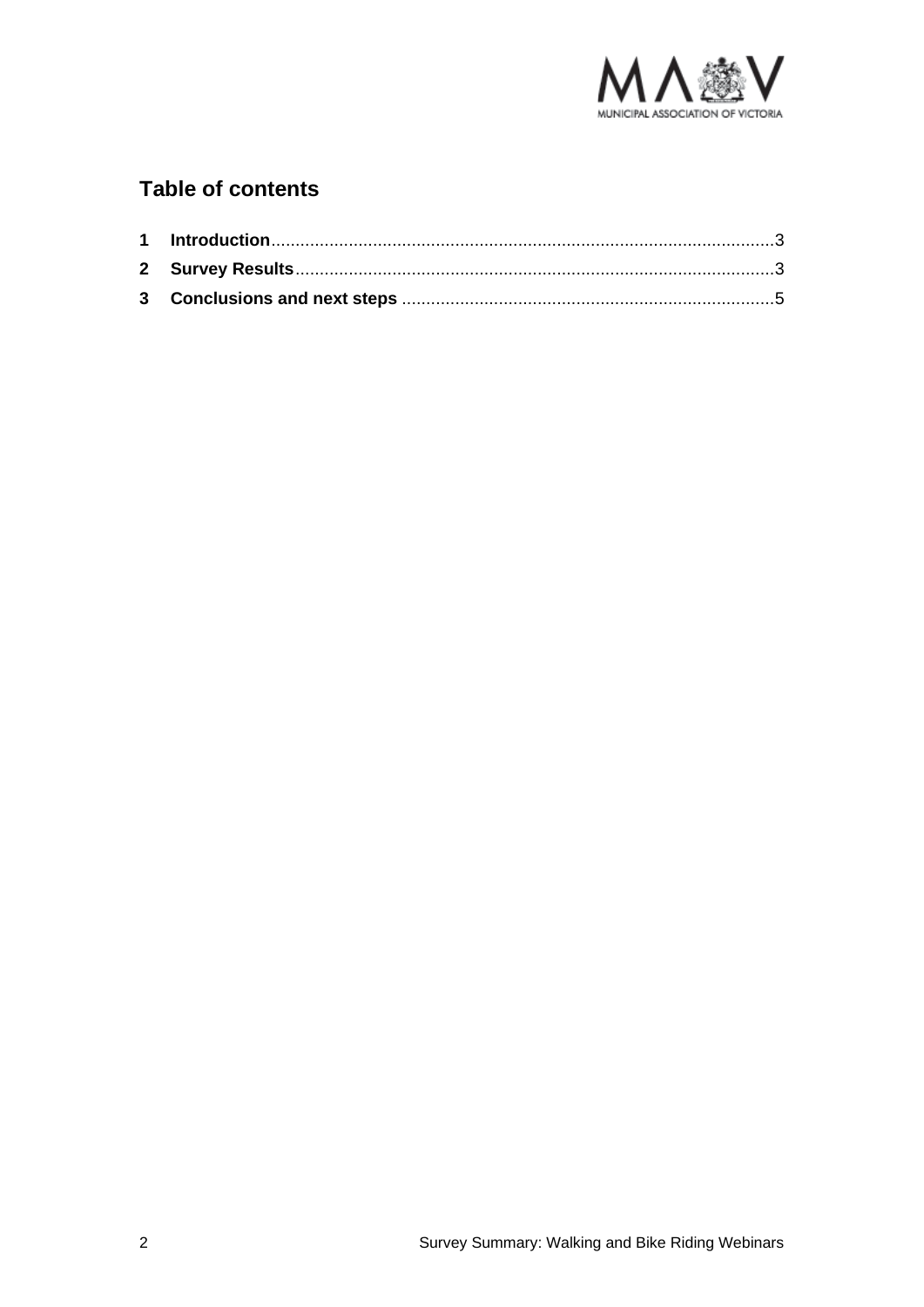## Table of contents

1 **Introduction** .......................................................................................................3
2 **Survey Results** ...................................................................................................3
3 **Conclusions and next steps** .............................................................................5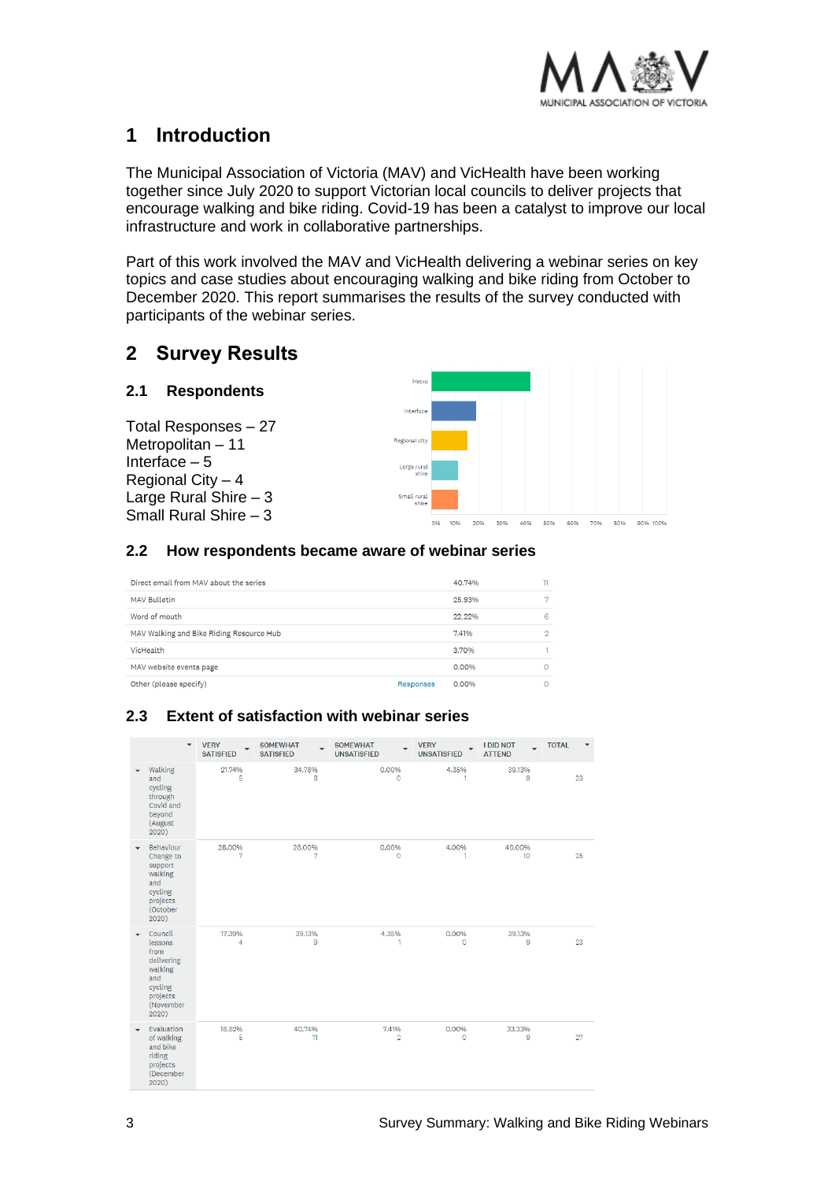# 1 Introduction

The Municipal Association of Victoria (MAV) and VicHealth have been working together since July 2020 to support Victorian local councils to deliver projects that encourage walking and bike riding. Covid-19 has been a catalyst to improve our local infrastructure and work in collaborative partnerships.

Part of this work involved the MAV and VicHealth delivering a webinar series on key topics and case studies about encouraging walking and bike riding from October to December 2020. This report summarises the results of the survey conducted with participants of the webinar series.

# 2 Survey Results

## 2.1 Respondents

Total Responses – 27
Metropolitan – 11
Interface – 5
Regional City – 4
Large Rural Shire – 3
Small Rural Shire – 3

## 2.2 How respondents became aware of webinar series

| | | | |
|---|---|---|---|
| Direct email from MAV about the series | | 40.74% | 11 |
| MAV Bulletin | | 25.93% | 7 |
| Word of mouth | | 22.22% | 6 |
| MAV Walking and Bike Riding Resource Hub | | 7.41% | 2 |
| VicHealth | | 3.70% | 1 |
| MAV website events page | | 0.00% | 0 |
| Other (please specify) | Responses | 0.00% | 0 |

## 2.3 Extent of satisfaction with webinar series

| | VERY SATISFIED | SOMEWHAT SATISFIED | SOMEWHAT UNSATISFIED | VERY UNSATISFIED | I DID NOT ATTEND | TOTAL |
|---|---|---|---|---|---|---|
| Walking and cycling through Covid and beyond (August 2020) | 21.74% 5 | 34.78% 8 | 0.00% 0 | 4.35% 1 | 39.13% 9 | 23 |
| Behaviour Change to support walking and cycling projects (October 2020) | 28.00% 7 | 28.00% 7 | 0.00% 0 | 4.00% 1 | 40.00% 10 | 25 |
| Council lessons from delivering walking and cycling projects (November 2020) | 17.39% 4 | 39.13% 9 | 4.35% 1 | 0.00% 0 | 39.13% 9 | 23 |
| Evaluation of walking and bike riding projects (December 2020) | 18.52% 5 | 40.74% 11 | 7.41% 2 | 0.00% 0 | 33.33% 9 | 27 |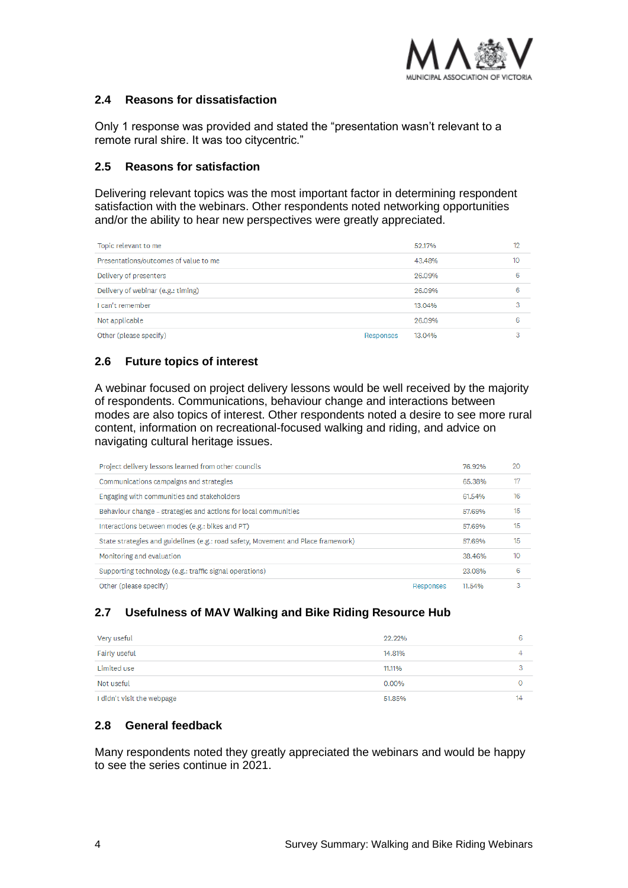## 2.4 Reasons for dissatisfaction

Only 1 response was provided and stated the "presentation wasn't relevant to a remote rural shire. It was too citycentric."

## 2.5 Reasons for satisfaction

Delivering relevant topics was the most important factor in determining respondent satisfaction with the webinars. Other respondents noted networking opportunities and/or the ability to hear new perspectives were greatly appreciated.

| | | | |
|---|---|---|---|
| Topic relevant to me | | 52.17% | 12 |
| Presentations/outcomes of value to me | | 43.48% | 10 |
| Delivery of presenters | | 26.09% | 6 |
| Delivery of webinar (e.g.: timing) | | 26.09% | 6 |
| I can't remember | | 13.04% | 3 |
| Not applicable | | 26.09% | 6 |
| Other (please specify) | Responses | 13.04% | 3 |

## 2.6 Future topics of interest

A webinar focused on project delivery lessons would be well received by the majority of respondents. Communications, behaviour change and interactions between modes are also topics of interest. Other respondents noted a desire to see more rural content, information on recreational-focused walking and riding, and advice on navigating cultural heritage issues.

| | | | |
|---|---|---|---|
| Project delivery lessons learned from other councils | | 76.92% | 20 |
| Communications campaigns and strategies | | 65.38% | 17 |
| Engaging with communities and stakeholders | | 61.54% | 16 |
| Behaviour change - strategies and actions for local communities | | 57.69% | 15 |
| Interactions between modes (e.g.: bikes and PT) | | 57.69% | 15 |
| State strategies and guidelines (e.g.: road safety, Movement and Place framework) | | 57.69% | 15 |
| Monitoring and evaluation | | 38.46% | 10 |
| Supporting technology (e.g.: traffic signal operations) | | 23.08% | 6 |
| Other (please specify) | Responses | 11.54% | 3 |

## 2.7 Usefulness of MAV Walking and Bike Riding Resource Hub

| | | |
|---|---|---|
| Very useful | 22.22% | 6 |
| Fairly useful | 14.81% | 4 |
| Limited use | 11.11% | 3 |
| Not useful | 0.00% | 0 |
| I didn't visit the webpage | 51.85% | 14 |

## 2.8 General feedback

Many respondents noted they greatly appreciated the webinars and would be happy to see the series continue in 2021.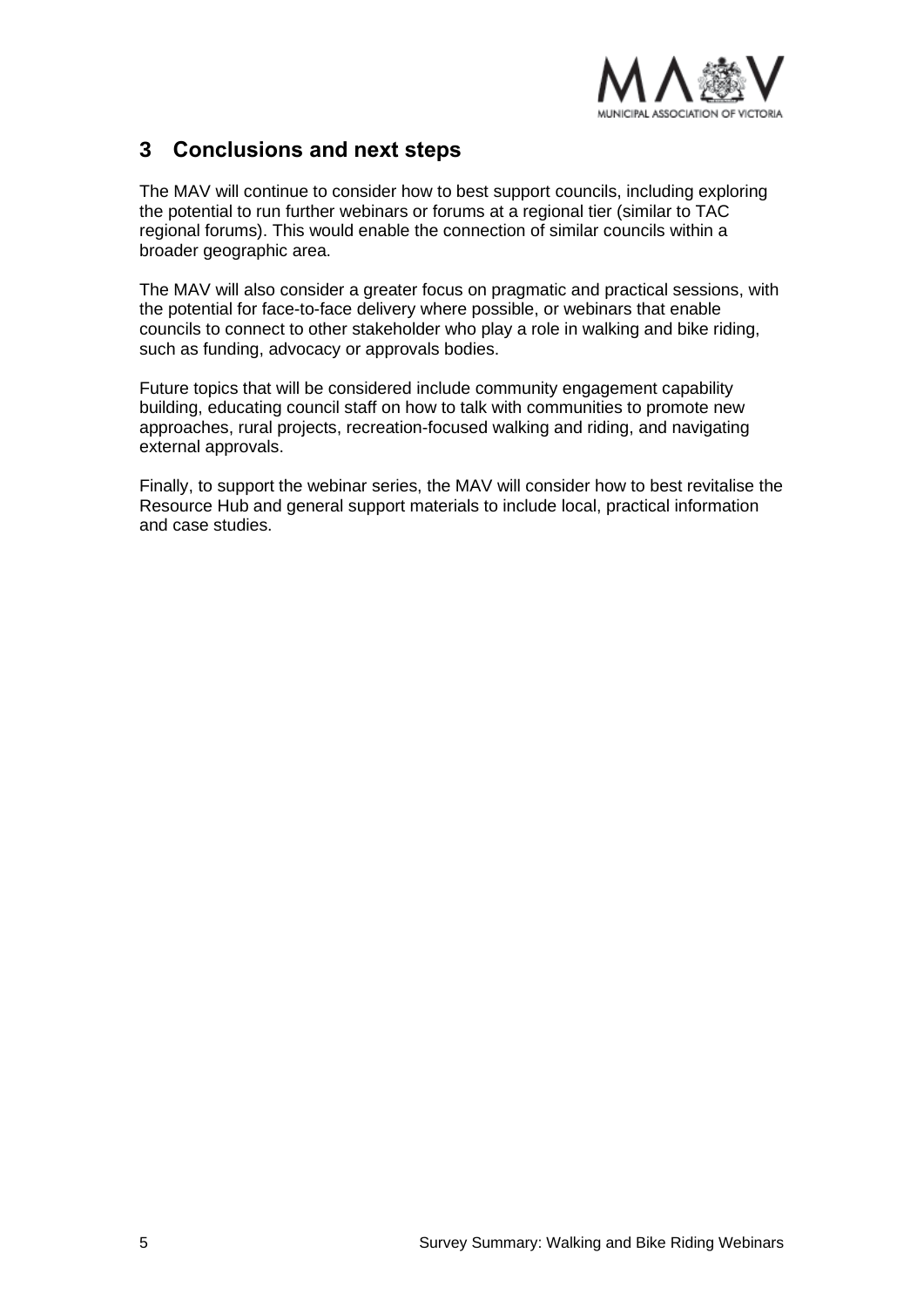## 3 Conclusions and next steps

The MAV will continue to consider how to best support councils, including exploring the potential to run further webinars or forums at a regional tier (similar to TAC regional forums). This would enable the connection of similar councils within a broader geographic area.

The MAV will also consider a greater focus on pragmatic and practical sessions, with the potential for face-to-face delivery where possible, or webinars that enable councils to connect to other stakeholder who play a role in walking and bike riding, such as funding, advocacy or approvals bodies.

Future topics that will be considered include community engagement capability building, educating council staff on how to talk with communities to promote new approaches, rural projects, recreation-focused walking and riding, and navigating external approvals.

Finally, to support the webinar series, the MAV will consider how to best revitalise the Resource Hub and general support materials to include local, practical information and case studies.